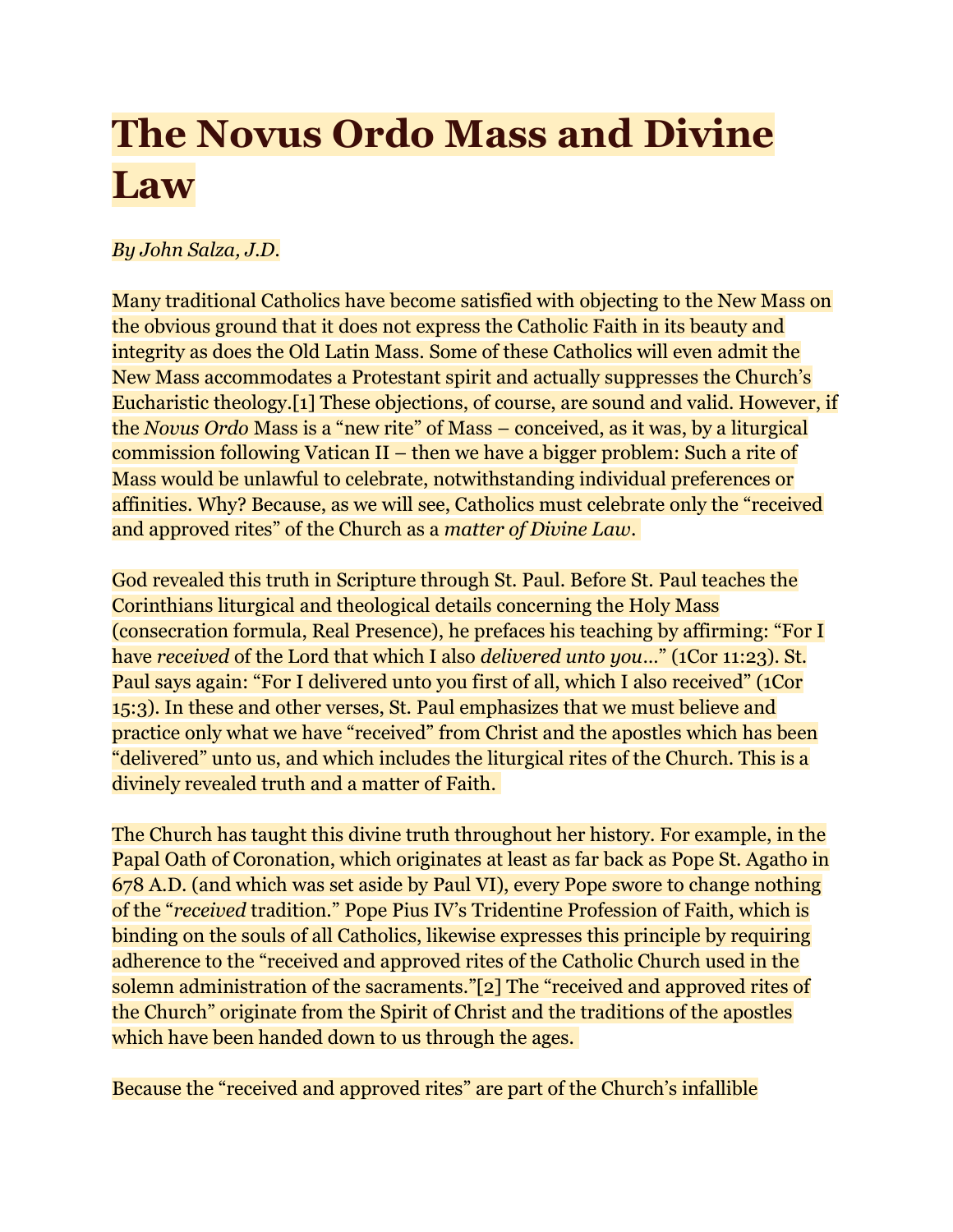# The Novus Ordo Mass and Divine Law

*By John Salza, J.D.*

Many traditional Catholics have become satisfied with objecting to the New Mass on the obvious ground that it does not express the Catholic Faith in its beauty and integrity as does the Old Latin Mass. Some of these Catholics will even admit the New Mass accommodates a Protestant spirit and actually suppresses the Church's Eucharistic theology.[1] These objections, of course, are sound and valid. However, if the *Novus Ordo* Mass is a "new rite" of Mass – conceived, as it was, by a liturgical commission following Vatican II – then we have a bigger problem: Such a rite of Mass would be unlawful to celebrate, notwithstanding individual preferences or affinities. Why? Because, as we will see, Catholics must celebrate only the "received and approved rites" of the Church as a *matter of Divine Law*.

God revealed this truth in Scripture through St. Paul. Before St. Paul teaches the Corinthians liturgical and theological details concerning the Holy Mass (consecration formula, Real Presence), he prefaces his teaching by affirming: "For I have *received* of the Lord that which I also *delivered unto you*…" (1Cor 11:23). St. Paul says again: "For I delivered unto you first of all, which I also received" (1Cor 15:3). In these and other verses, St. Paul emphasizes that we must believe and practice only what we have "received" from Christ and the apostles which has been "delivered" unto us, and which includes the liturgical rites of the Church. This is a divinely revealed truth and a matter of Faith.

The Church has taught this divine truth throughout her history. For example, in the Papal Oath of Coronation, which originates at least as far back as Pope St. Agatho in 678 A.D. (and which was set aside by Paul VI), every Pope swore to change nothing of the "*received* tradition." Pope Pius IV's Tridentine Profession of Faith, which is binding on the souls of all Catholics, likewise expresses this principle by requiring adherence to the "received and approved rites of the Catholic Church used in the solemn administration of the sacraments."[2] The "received and approved rites of the Church" originate from the Spirit of Christ and the traditions of the apostles which have been handed down to us through the ages.

Because the "received and approved rites" are part of the Church's infallible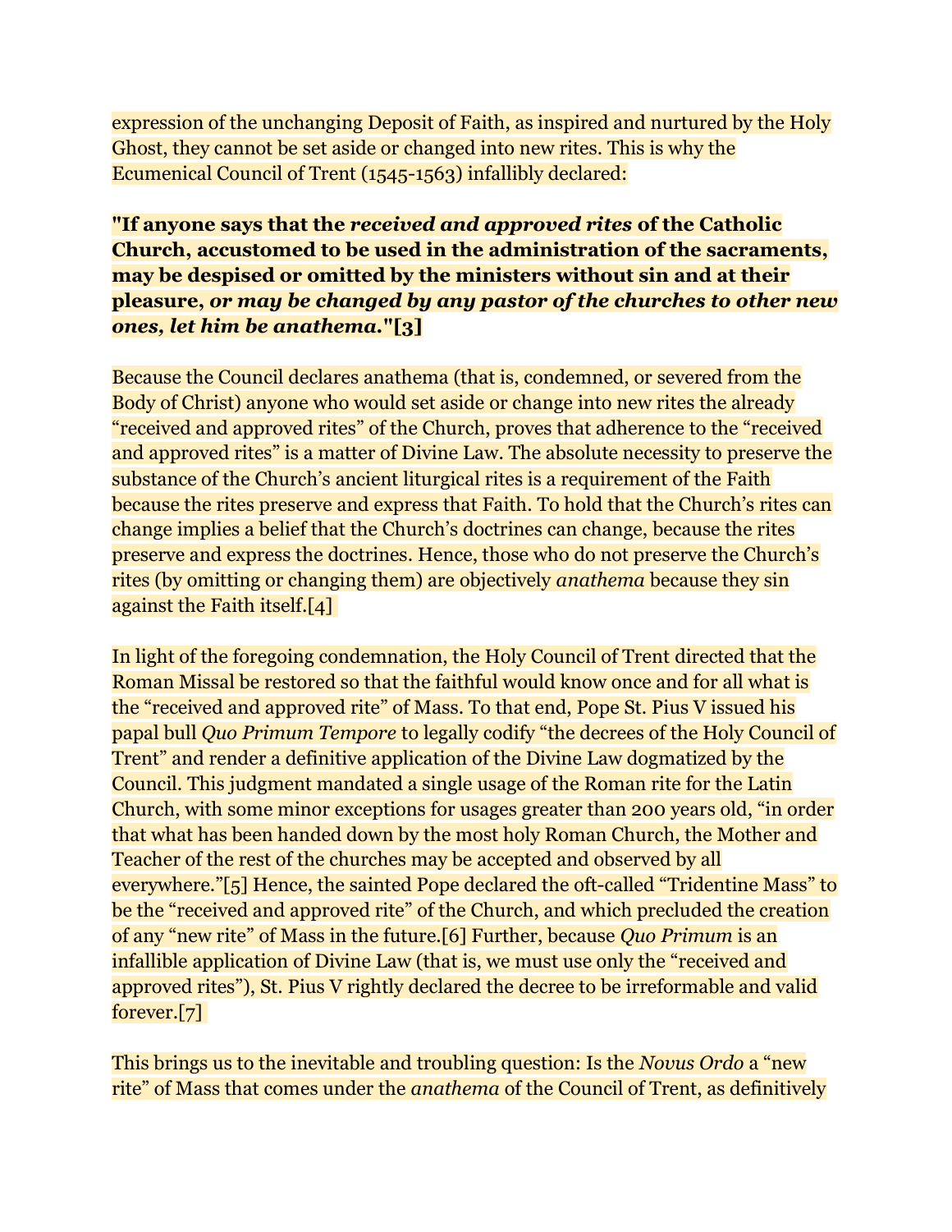expression of the unchanging Deposit of Faith, as inspired and nurtured by the Holy Ghost, they cannot be set aside or changed into new rites. This is why the Ecumenical Council of Trent (1545-1563) infallibly declared:

**"If anyone says that the *received and approved rites* of the Catholic Church, accustomed to be used in the administration of the sacraments, may be despised or omitted by the ministers without sin and at their pleasure, *or may be changed by any pastor of the churches to other new ones, let him be anathema*."[3]**

Because the Council declares anathema (that is, condemned, or severed from the Body of Christ) anyone who would set aside or change into new rites the already "received and approved rites" of the Church, proves that adherence to the "received and approved rites" is a matter of Divine Law. The absolute necessity to preserve the substance of the Church's ancient liturgical rites is a requirement of the Faith because the rites preserve and express that Faith. To hold that the Church's rites can change implies a belief that the Church's doctrines can change, because the rites preserve and express the doctrines. Hence, those who do not preserve the Church's rites (by omitting or changing them) are objectively *anathema* because they sin against the Faith itself.[4]

In light of the foregoing condemnation, the Holy Council of Trent directed that the Roman Missal be restored so that the faithful would know once and for all what is the "received and approved rite" of Mass. To that end, Pope St. Pius V issued his papal bull *Quo Primum Tempore* to legally codify "the decrees of the Holy Council of Trent" and render a definitive application of the Divine Law dogmatized by the Council. This judgment mandated a single usage of the Roman rite for the Latin Church, with some minor exceptions for usages greater than 200 years old, "in order that what has been handed down by the most holy Roman Church, the Mother and Teacher of the rest of the churches may be accepted and observed by all everywhere."[5] Hence, the sainted Pope declared the oft-called "Tridentine Mass" to be the "received and approved rite" of the Church, and which precluded the creation of any "new rite" of Mass in the future.[6] Further, because *Quo Primum* is an infallible application of Divine Law (that is, we must use only the "received and approved rites"), St. Pius V rightly declared the decree to be irreformable and valid forever.[7]

This brings us to the inevitable and troubling question: Is the *Novus Ordo* a "new rite" of Mass that comes under the *anathema* of the Council of Trent, as definitively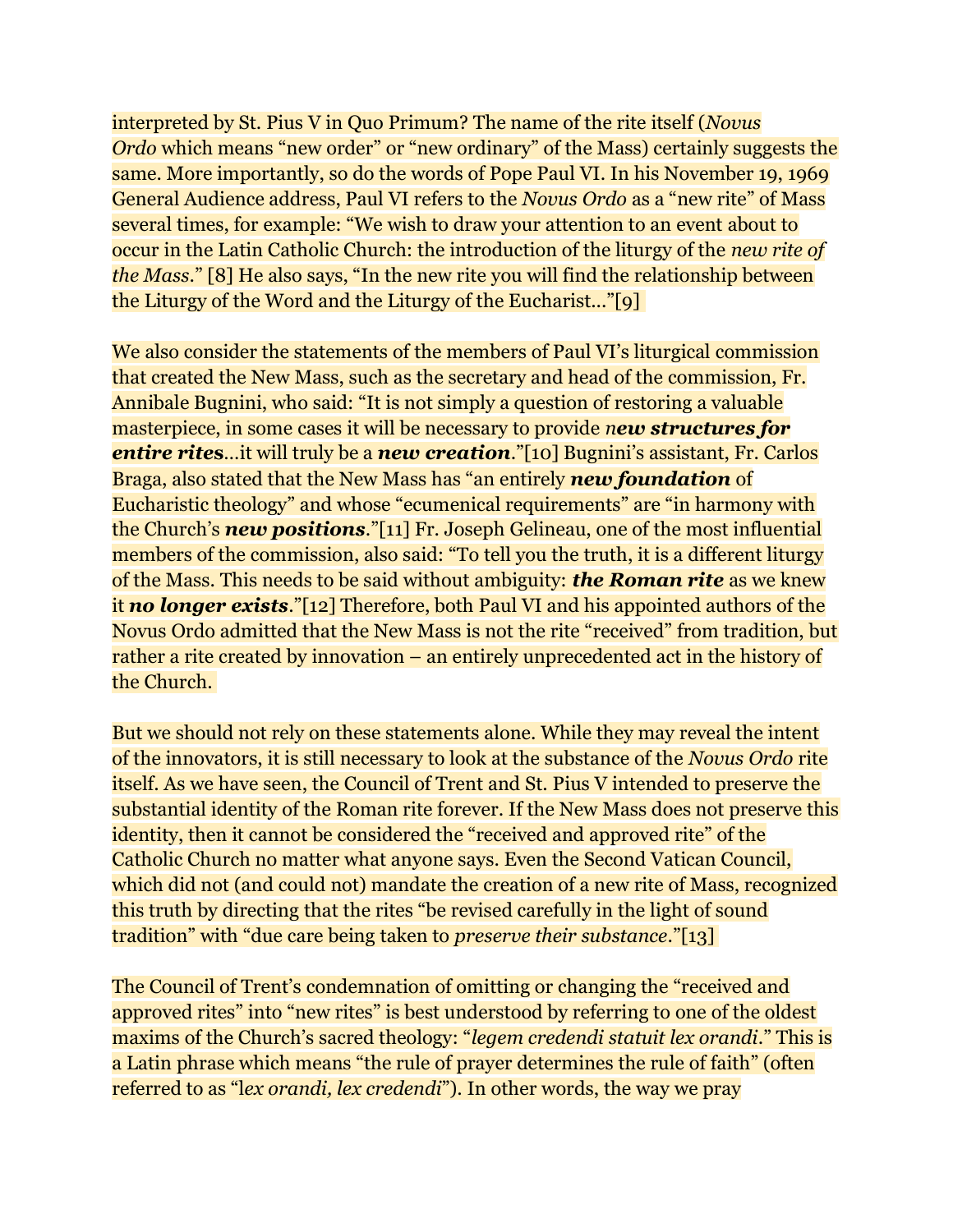interpreted by St. Pius V in Quo Primum? The name of the rite itself (*Novus Ordo* which means "new order" or "new ordinary" of the Mass) certainly suggests the same. More importantly, so do the words of Pope Paul VI. In his November 19, 1969 General Audience address, Paul VI refers to the *Novus Ordo* as a "new rite" of Mass several times, for example: "We wish to draw your attention to an event about to occur in the Latin Catholic Church: the introduction of the liturgy of the *new rite of the Mass*." [8] He also says, "In the new rite you will find the relationship between the Liturgy of the Word and the Liturgy of the Eucharist..."[9]

We also consider the statements of the members of Paul VI's liturgical commission that created the New Mass, such as the secretary and head of the commission, Fr. Annibale Bugnini, who said: "It is not simply a question of restoring a valuable masterpiece, in some cases it will be necessary to provide n***ew structures for entire rites***...it will truly be a ***new creation***."[10] Bugnini's assistant, Fr. Carlos Braga, also stated that the New Mass has "an entirely ***new foundation*** of Eucharistic theology" and whose "ecumenical requirements" are "in harmony with the Church's ***new positions***."[11] Fr. Joseph Gelineau, one of the most influential members of the commission, also said: "To tell you the truth, it is a different liturgy of the Mass. This needs to be said without ambiguity: ***the Roman rite*** as we knew it ***no longer exists***."[12] Therefore, both Paul VI and his appointed authors of the Novus Ordo admitted that the New Mass is not the rite "received" from tradition, but rather a rite created by innovation – an entirely unprecedented act in the history of the Church.

But we should not rely on these statements alone. While they may reveal the intent of the innovators, it is still necessary to look at the substance of the *Novus Ordo* rite itself. As we have seen, the Council of Trent and St. Pius V intended to preserve the substantial identity of the Roman rite forever. If the New Mass does not preserve this identity, then it cannot be considered the "received and approved rite" of the Catholic Church no matter what anyone says. Even the Second Vatican Council, which did not (and could not) mandate the creation of a new rite of Mass, recognized this truth by directing that the rites "be revised carefully in the light of sound tradition" with "due care being taken to *preserve their substance*."[13]

The Council of Trent's condemnation of omitting or changing the "received and approved rites" into "new rites" is best understood by referring to one of the oldest maxims of the Church's sacred theology: "*legem credendi statuit lex orandi*." This is a Latin phrase which means "the rule of prayer determines the rule of faith" (often referred to as "l*ex orandi, lex credendi*"). In other words, the way we pray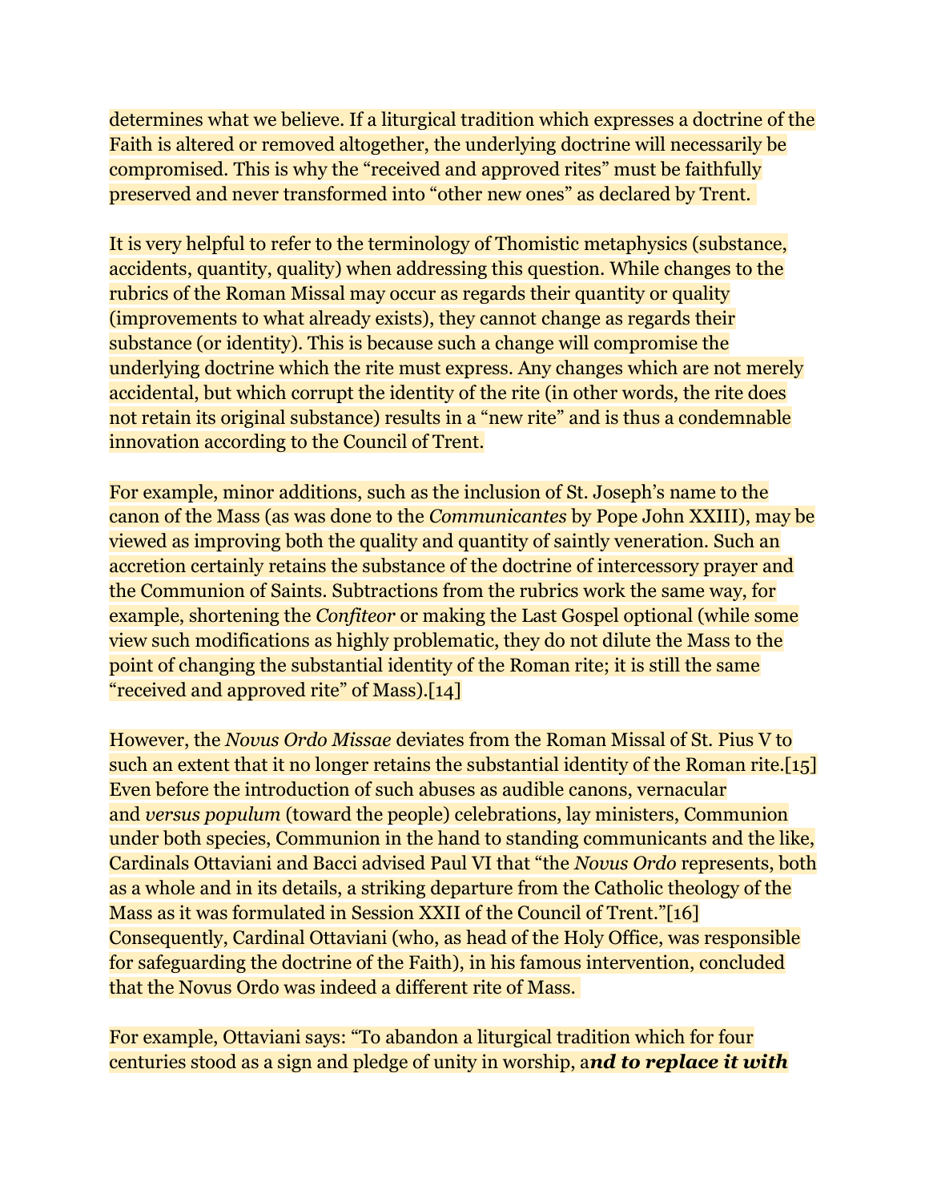determines what we believe. If a liturgical tradition which expresses a doctrine of the Faith is altered or removed altogether, the underlying doctrine will necessarily be compromised. This is why the "received and approved rites" must be faithfully preserved and never transformed into "other new ones" as declared by Trent.

It is very helpful to refer to the terminology of Thomistic metaphysics (substance, accidents, quantity, quality) when addressing this question. While changes to the rubrics of the Roman Missal may occur as regards their quantity or quality (improvements to what already exists), they cannot change as regards their substance (or identity). This is because such a change will compromise the underlying doctrine which the rite must express. Any changes which are not merely accidental, but which corrupt the identity of the rite (in other words, the rite does not retain its original substance) results in a "new rite" and is thus a condemnable innovation according to the Council of Trent.

For example, minor additions, such as the inclusion of St. Joseph's name to the canon of the Mass (as was done to the *Communicantes* by Pope John XXIII), may be viewed as improving both the quality and quantity of saintly veneration. Such an accretion certainly retains the substance of the doctrine of intercessory prayer and the Communion of Saints. Subtractions from the rubrics work the same way, for example, shortening the *Confiteor* or making the Last Gospel optional (while some view such modifications as highly problematic, they do not dilute the Mass to the point of changing the substantial identity of the Roman rite; it is still the same "received and approved rite" of Mass).[14]

However, the *Novus Ordo Missae* deviates from the Roman Missal of St. Pius V to such an extent that it no longer retains the substantial identity of the Roman rite.[15] Even before the introduction of such abuses as audible canons, vernacular and *versus populum* (toward the people) celebrations, lay ministers, Communion under both species, Communion in the hand to standing communicants and the like, Cardinals Ottaviani and Bacci advised Paul VI that "the *Novus Ordo* represents, both as a whole and in its details, a striking departure from the Catholic theology of the Mass as it was formulated in Session XXII of the Council of Trent."[16] Consequently, Cardinal Ottaviani (who, as head of the Holy Office, was responsible for safeguarding the doctrine of the Faith), in his famous intervention, concluded that the Novus Ordo was indeed a different rite of Mass.

For example, Ottaviani says: "To abandon a liturgical tradition which for four centuries stood as a sign and pledge of unity in worship, a***nd to replace it with***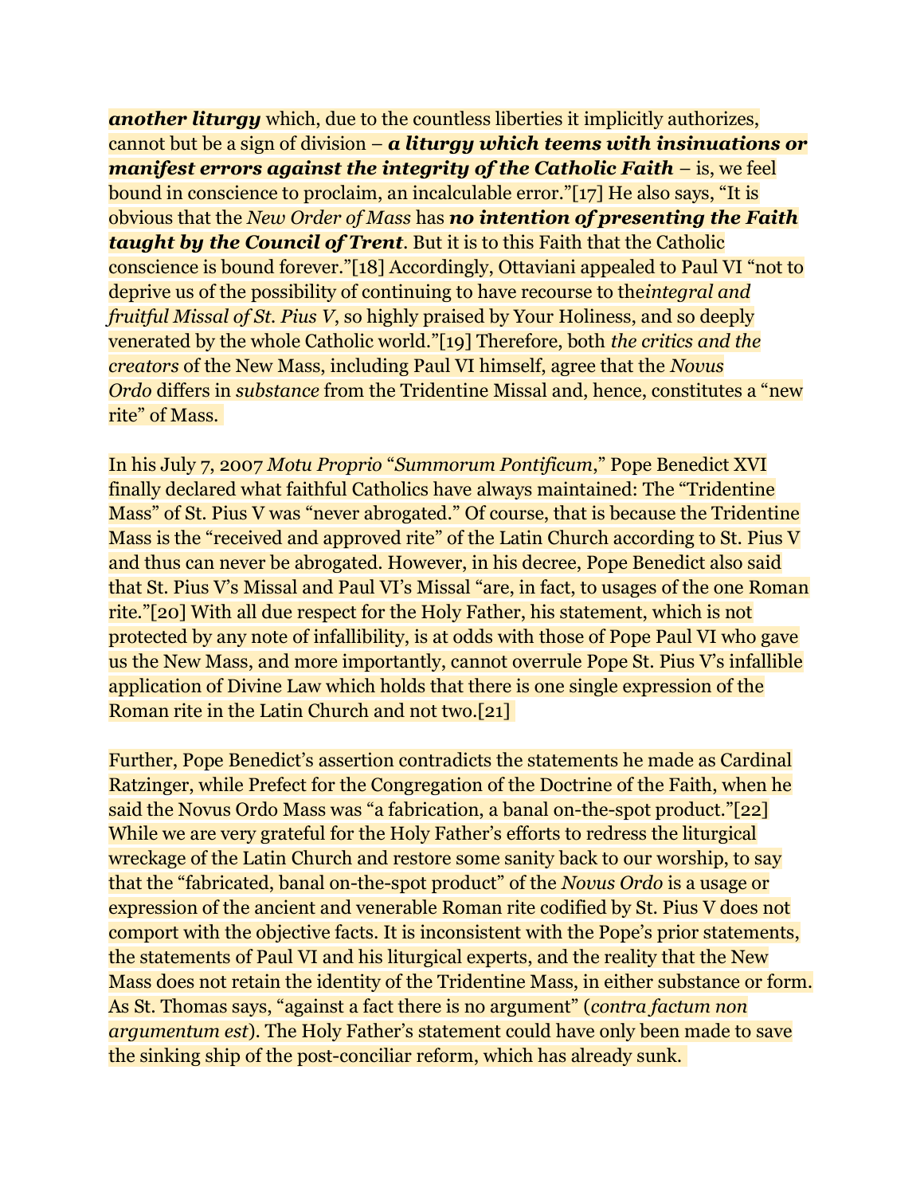***another liturgy*** which, due to the countless liberties it implicitly authorizes, cannot but be a sign of division – ***a liturgy which teems with insinuations or manifest errors against the integrity of the Catholic Faith*** – is, we feel bound in conscience to proclaim, an incalculable error."[17] He also says, "It is obvious that the *New Order of Mass* has ***no intention of presenting the Faith taught by the Council of Trent***. But it is to this Faith that the Catholic conscience is bound forever."[18] Accordingly, Ottaviani appealed to Paul VI "not to deprive us of the possibility of continuing to have recourse to the*integral and fruitful Missal of St. Pius V*, so highly praised by Your Holiness, and so deeply venerated by the whole Catholic world."[19] Therefore, both *the critics and the creators* of the New Mass, including Paul VI himself, agree that the *Novus Ordo* differs in *substance* from the Tridentine Missal and, hence, constitutes a "new rite" of Mass.

In his July 7, 2007 *Motu Proprio* "*Summorum Pontificum*," Pope Benedict XVI finally declared what faithful Catholics have always maintained: The "Tridentine Mass" of St. Pius V was "never abrogated." Of course, that is because the Tridentine Mass is the "received and approved rite" of the Latin Church according to St. Pius V and thus can never be abrogated. However, in his decree, Pope Benedict also said that St. Pius V's Missal and Paul VI's Missal "are, in fact, to usages of the one Roman rite."[20] With all due respect for the Holy Father, his statement, which is not protected by any note of infallibility, is at odds with those of Pope Paul VI who gave us the New Mass, and more importantly, cannot overrule Pope St. Pius V's infallible application of Divine Law which holds that there is one single expression of the Roman rite in the Latin Church and not two.[21]

Further, Pope Benedict's assertion contradicts the statements he made as Cardinal Ratzinger, while Prefect for the Congregation of the Doctrine of the Faith, when he said the Novus Ordo Mass was "a fabrication, a banal on-the-spot product."[22] While we are very grateful for the Holy Father's efforts to redress the liturgical wreckage of the Latin Church and restore some sanity back to our worship, to say that the "fabricated, banal on-the-spot product" of the *Novus Ordo* is a usage or expression of the ancient and venerable Roman rite codified by St. Pius V does not comport with the objective facts. It is inconsistent with the Pope's prior statements, the statements of Paul VI and his liturgical experts, and the reality that the New Mass does not retain the identity of the Tridentine Mass, in either substance or form. As St. Thomas says, "against a fact there is no argument" (*contra factum non argumentum est*). The Holy Father's statement could have only been made to save the sinking ship of the post-conciliar reform, which has already sunk.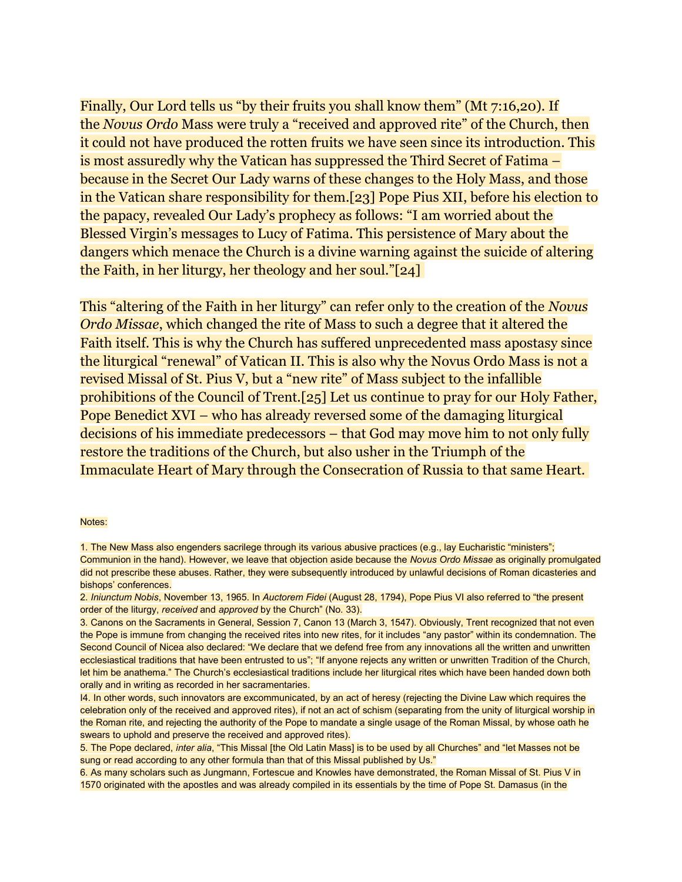Finally, Our Lord tells us "by their fruits you shall know them" (Mt 7:16,20). If the *Novus Ordo* Mass were truly a "received and approved rite" of the Church, then it could not have produced the rotten fruits we have seen since its introduction. This is most assuredly why the Vatican has suppressed the Third Secret of Fatima – because in the Secret Our Lady warns of these changes to the Holy Mass, and those in the Vatican share responsibility for them.[23] Pope Pius XII, before his election to the papacy, revealed Our Lady's prophecy as follows: "I am worried about the Blessed Virgin's messages to Lucy of Fatima. This persistence of Mary about the dangers which menace the Church is a divine warning against the suicide of altering the Faith, in her liturgy, her theology and her soul."[24]

This "altering of the Faith in her liturgy" can refer only to the creation of the *Novus Ordo Missae*, which changed the rite of Mass to such a degree that it altered the Faith itself. This is why the Church has suffered unprecedented mass apostasy since the liturgical "renewal" of Vatican II. This is also why the Novus Ordo Mass is not a revised Missal of St. Pius V, but a "new rite" of Mass subject to the infallible prohibitions of the Council of Trent.[25] Let us continue to pray for our Holy Father, Pope Benedict XVI – who has already reversed some of the damaging liturgical decisions of his immediate predecessors – that God may move him to not only fully restore the traditions of the Church, but also usher in the Triumph of the Immaculate Heart of Mary through the Consecration of Russia to that same Heart.

Notes:

1. The New Mass also engenders sacrilege through its various abusive practices (e.g., lay Eucharistic "ministers"; Communion in the hand). However, we leave that objection aside because the *Novus Ordo Missae* as originally promulgated did not prescribe these abuses. Rather, they were subsequently introduced by unlawful decisions of Roman dicasteries and bishops' conferences.
2. *Iniunctum Nobis*, November 13, 1965. In *Auctorem Fidei* (August 28, 1794), Pope Pius VI also referred to "the present order of the liturgy, *received* and *approved* by the Church" (No. 33).
3. Canons on the Sacraments in General, Session 7, Canon 13 (March 3, 1547). Obviously, Trent recognized that not even the Pope is immune from changing the received rites into new rites, for it includes "any pastor" within its condemnation. The Second Council of Nicea also declared: "We declare that we defend free from any innovations all the written and unwritten ecclesiastical traditions that have been entrusted to us"; "If anyone rejects any written or unwritten Tradition of the Church, let him be anathema." The Church's ecclesiastical traditions include her liturgical rites which have been handed down both orally and in writing as recorded in her sacramentaries.
I4. In other words, such innovators are excommunicated, by an act of heresy (rejecting the Divine Law which requires the celebration only of the received and approved rites), if not an act of schism (separating from the unity of liturgical worship in the Roman rite, and rejecting the authority of the Pope to mandate a single usage of the Roman Missal, by whose oath he swears to uphold and preserve the received and approved rites).
5. The Pope declared, *inter alia*, "This Missal [the Old Latin Mass] is to be used by all Churches" and "let Masses not be sung or read according to any other formula than that of this Missal published by Us."
6. As many scholars such as Jungmann, Fortescue and Knowles have demonstrated, the Roman Missal of St. Pius V in 1570 originated with the apostles and was already compiled in its essentials by the time of Pope St. Damasus (in the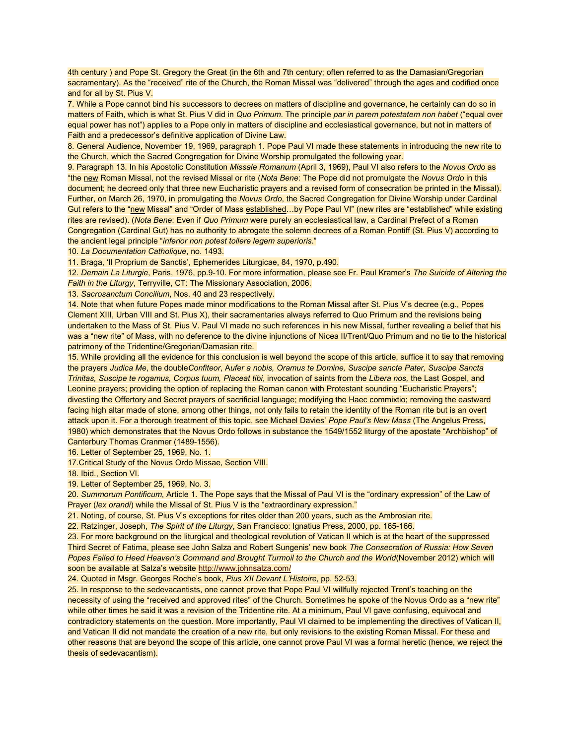4th century ) and Pope St. Gregory the Great (in the 6th and 7th century; often referred to as the Damasian/Gregorian sacramentary). As the "received" rite of the Church, the Roman Missal was "delivered" through the ages and codified once and for all by St. Pius V.

7. While a Pope cannot bind his successors to decrees on matters of discipline and governance, he certainly can do so in matters of Faith, which is what St. Pius V did in *Quo Primum*. The principle *par in parem potestatem non habet* ("equal over equal power has not") applies to a Pope only in matters of discipline and ecclesiastical governance, but not in matters of Faith and a predecessor's definitive application of Divine Law.

8. General Audience, November 19, 1969, paragraph 1. Pope Paul VI made these statements in introducing the new rite to the Church, which the Sacred Congregation for Divine Worship promulgated the following year.

9. Paragraph 13. In his Apostolic Constitution *Missale Romanum* (April 3, 1969), Paul VI also refers to the *Novus Ordo* as "the new Roman Missal, not the revised Missal or rite (*Nota Bene*: The Pope did not promulgate the *Novus Ordo* in this document; he decreed only that three new Eucharistic prayers and a revised form of consecration be printed in the Missal). Further, on March 26, 1970, in promulgating the *Novus Ordo*, the Sacred Congregation for Divine Worship under Cardinal Gut refers to the "new Missal" and "Order of Mass established…by Pope Paul VI" (new rites are "established" while existing rites are revised). (*Nota Bene*: Even if *Quo Primum* were purely an ecclesiastical law, a Cardinal Prefect of a Roman Congregation (Cardinal Gut) has no authority to abrogate the solemn decrees of a Roman Pontiff (St. Pius V) according to the ancient legal principle "*inferior non potest tollere legem superioris*."

10. *La Documentation Catholique*, no. 1493.

11. Braga, 'Il Proprium de Sanctis', Ephemerides Liturgicae, 84, 1970, p.490.

12. *Demain La Liturgie*, Paris, 1976, pp.9-10. For more information, please see Fr. Paul Kramer's *The Suicide of Altering the Faith in the Liturgy*, Terryville, CT: The Missionary Association, 2006.

13. *Sacrosanctum Concilium*, Nos. 40 and 23 respectively.

14. Note that when future Popes made minor modifications to the Roman Missal after St. Pius V's decree (e.g., Popes Clement XIII, Urban VIII and St. Pius X), their sacramentaries always referred to Quo Primum and the revisions being undertaken to the Mass of St. Pius V. Paul VI made no such references in his new Missal, further revealing a belief that his was a "new rite" of Mass, with no deference to the divine injunctions of Nicea II/Trent/Quo Primum and no tie to the historical patrimony of the Tridentine/Gregorian/Damasian rite.

15. While providing all the evidence for this conclusion is well beyond the scope of this article, suffice it to say that removing the prayers *Judica Me*, the double*Confiteor*, *Aufer a nobis, Oramus te Domine, Suscipe sancte Pater, Suscipe Sancta Trinitas, Suscipe te rogamus, Corpus tuum, Placeat tibi*, invocation of saints from the *Libera nos,* the Last Gospel, and Leonine prayers; providing the option of replacing the Roman canon with Protestant sounding "Eucharistic Prayers"; divesting the Offertory and Secret prayers of sacrificial language; modifying the Haec commixtio; removing the eastward facing high altar made of stone, among other things, not only fails to retain the identity of the Roman rite but is an overt attack upon it. For a thorough treatment of this topic, see Michael Davies' *Pope Paul's New Mass* (The Angelus Press, 1980) which demonstrates that the Novus Ordo follows in substance the 1549/1552 liturgy of the apostate "Archbishop" of Canterbury Thomas Cranmer (1489-1556).

16. Letter of September 25, 1969, No. 1.

17.Critical Study of the Novus Ordo Missae, Section VIII.

18. Ibid., Section VI.

19. Letter of September 25, 1969, No. 3.

20. *Summorum Pontificum*, Article 1. The Pope says that the Missal of Paul VI is the "ordinary expression" of the Law of Prayer (*lex orandi*) while the Missal of St. Pius V is the "extraordinary expression."

21. Noting, of course, St. Pius V's exceptions for rites older than 200 years, such as the Ambrosian rite.

22. Ratzinger, Joseph, *The Spirit of the Liturgy*, San Francisco: Ignatius Press, 2000, pp. 165-166.

23. For more background on the liturgical and theological revolution of Vatican II which is at the heart of the suppressed Third Secret of Fatima, please see John Salza and Robert Sungenis' new book *The Consecration of Russia: How Seven Popes Failed to Heed Heaven's Command and Brought Turmoil to the Church and the World*(November 2012) which will soon be available at Salza's website http://www.johnsalza.com/

24. Quoted in Msgr. Georges Roche's book, *Pius XII Devant L'Histoire*, pp. 52-53.

25. In response to the sedevacantists, one cannot prove that Pope Paul VI willfully rejected Trent's teaching on the necessity of using the "received and approved rites" of the Church. Sometimes he spoke of the Novus Ordo as a "new rite" while other times he said it was a revision of the Tridentine rite. At a minimum, Paul VI gave confusing, equivocal and contradictory statements on the question. More importantly, Paul VI claimed to be implementing the directives of Vatican II, and Vatican II did not mandate the creation of a new rite, but only revisions to the existing Roman Missal. For these and other reasons that are beyond the scope of this article, one cannot prove Paul VI was a formal heretic (hence, we reject the thesis of sedevacantism).